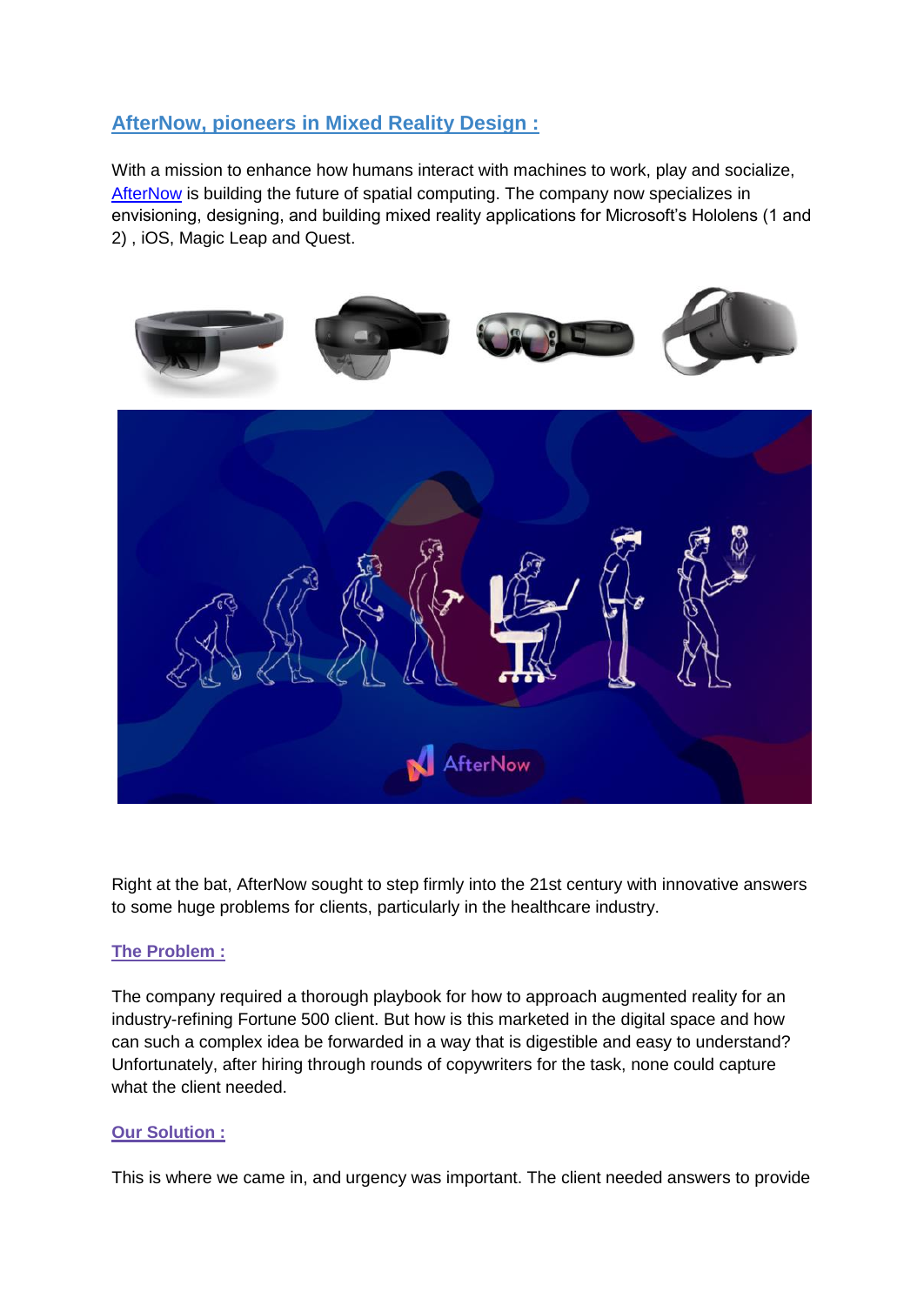## AfterNow, pioneers in Mixed Reality Design :

With a mission to enhance how humans interact with machines to work, play and socialize, AfterNow is building the future of spatial computing. The company now specializes in envisioning, designing, and building mixed reality applications for Microsoft's Hololens (1 and 2) , iOS, Magic Leap and Quest.

Right at the bat, AfterNow sought to step firmly into the 21st century with innovative answers to some huge problems for clients, particularly in the healthcare industry.

### The Problem :

The company required a thorough playbook for how to approach augmented reality for an industry-refining Fortune 500 client. But how is this marketed in the digital space and how can such a complex idea be forwarded in a way that is digestible and easy to understand? Unfortunately, after hiring through rounds of copywriters for the task, none could capture what the client needed.

### Our Solution :

This is where we came in, and urgency was important. The client needed answers to provide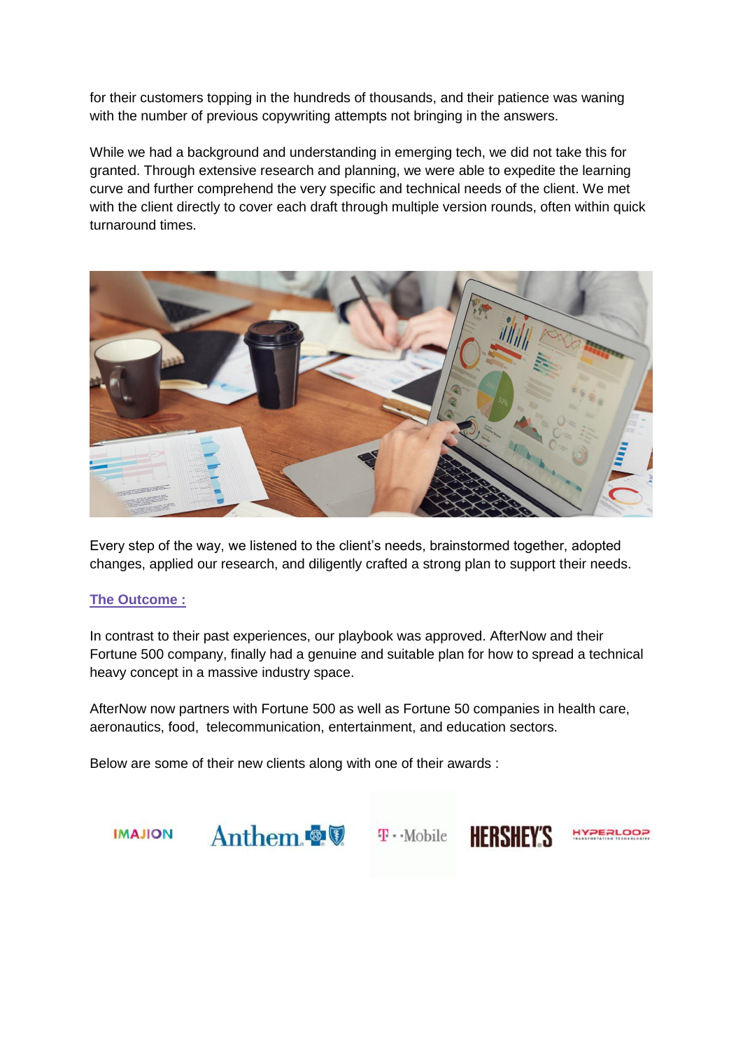for their customers topping in the hundreds of thousands, and their patience was waning with the number of previous copywriting attempts not bringing in the answers.

While we had a background and understanding in emerging tech, we did not take this for granted. Through extensive research and planning, we were able to expedite the learning curve and further comprehend the very specific and technical needs of the client. We met with the client directly to cover each draft through multiple version rounds, often within quick turnaround times.

Every step of the way, we listened to the client's needs, brainstormed together, adopted changes, applied our research, and diligently crafted a strong plan to support their needs.

**The Outcome :**

In contrast to their past experiences, our playbook was approved. AfterNow and their Fortune 500 company, finally had a genuine and suitable plan for how to spread a technical heavy concept in a massive industry space.

AfterNow now partners with Fortune 500 as well as Fortune 50 companies in health care, aeronautics, food, telecommunication, entertainment, and education sectors.

Below are some of their new clients along with one of their awards :

IMAJION Anthem T-Mobile HERSHEY'S HYPERLOOP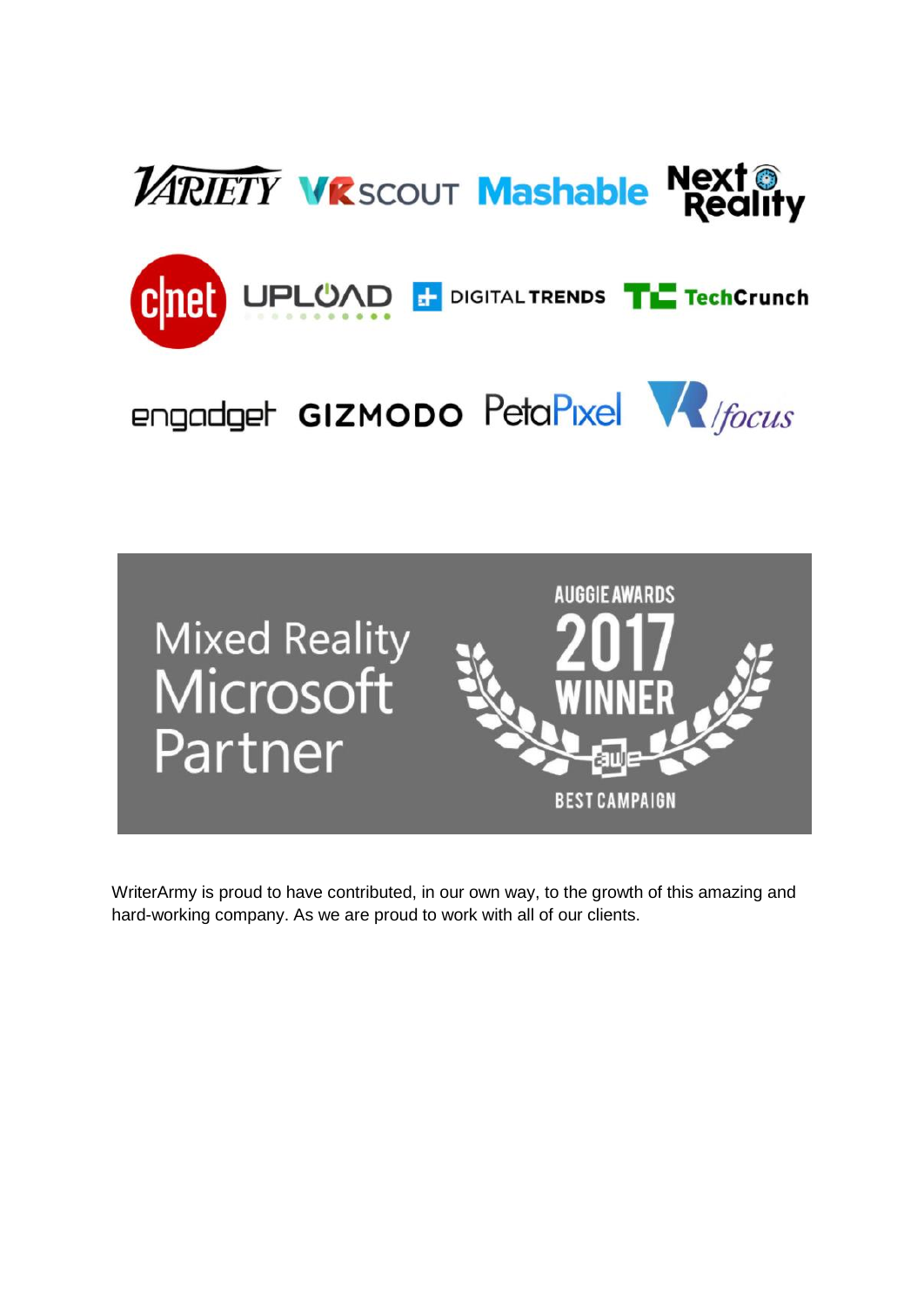VARIETY VRSCOUT Mashable Next Reality

cnet UPLOAD DIGITAL TRENDS TechCrunch

engadget GIZMODO PetaPixel VRfocus

Mixed Reality Microsoft Partner

AUGGIE AWARDS 2017 WINNER

BEST CAMPAIGN

WriterArmy is proud to have contributed, in our own way, to the growth of this amazing and hard-working company. As we are proud to work with all of our clients.